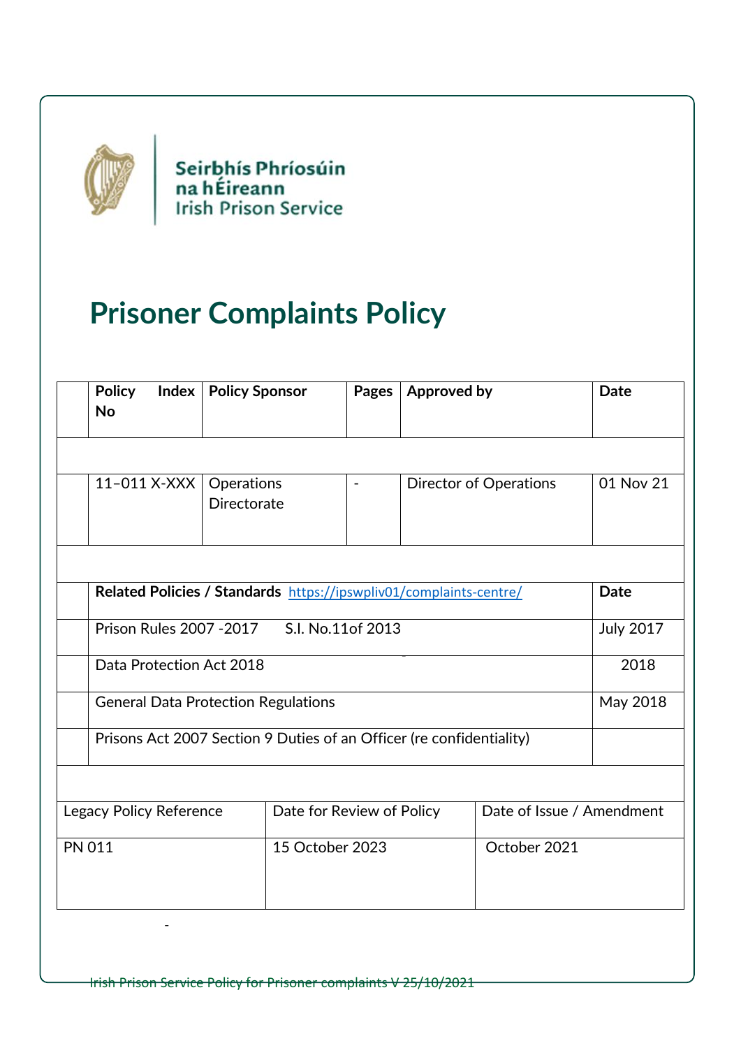Seirbhís Phríosúin na hÉireann
Irish Prison Service

# Prisoner Complaints Policy

| Policy Index No | Policy Sponsor | Pages | Approved by | Date |
|---|---|---|---|---|
| 11–011 X-XXX | Operations Directorate | - | Director of Operations | 01 Nov 21 |

| Related Policies / Standards https://ipswpliv01/complaints-centre/ | Date |
|---|---|
| Prison Rules 2007 -2017 S.I. No.11of 2013 | July 2017 |
| Data Protection Act 2018 | 2018 |
| General Data Protection Regulations | May 2018 |
| Prisons Act 2007 Section 9 Duties of an Officer (re confidentiality) | |

| Legacy Policy Reference | Date for Review of Policy | Date of Issue / Amendment |
|---|---|---|
| PN 011 | 15 October 2023 | October 2021 |

Irish Prison Service Policy for Prisoner complaints V 25/10/2021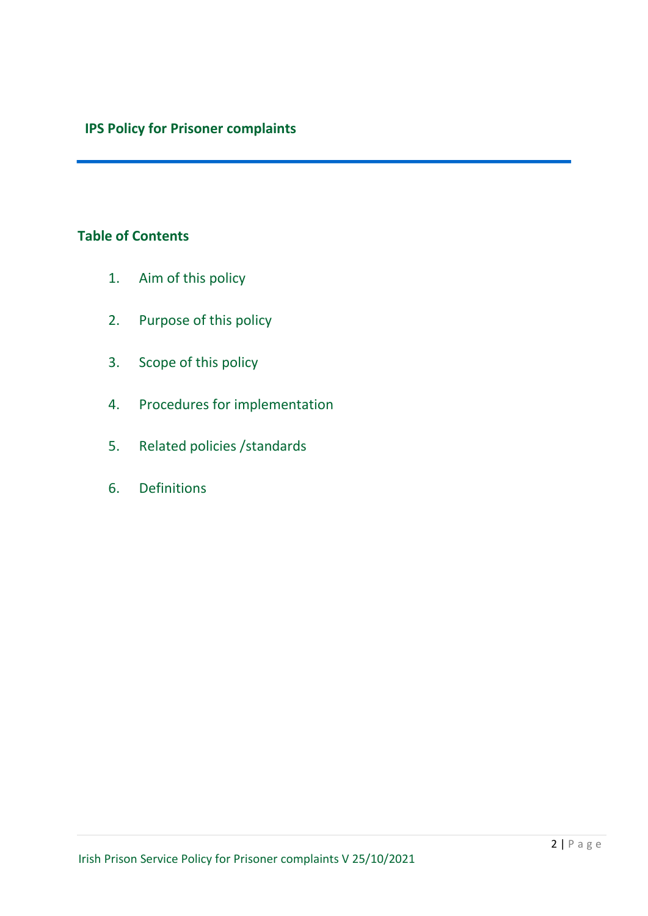**IPS Policy for Prisoner complaints**

## Table of Contents

1. Aim of this policy
2. Purpose of this policy
3. Scope of this policy
4. Procedures for implementation
5. Related policies /standards
6. Definitions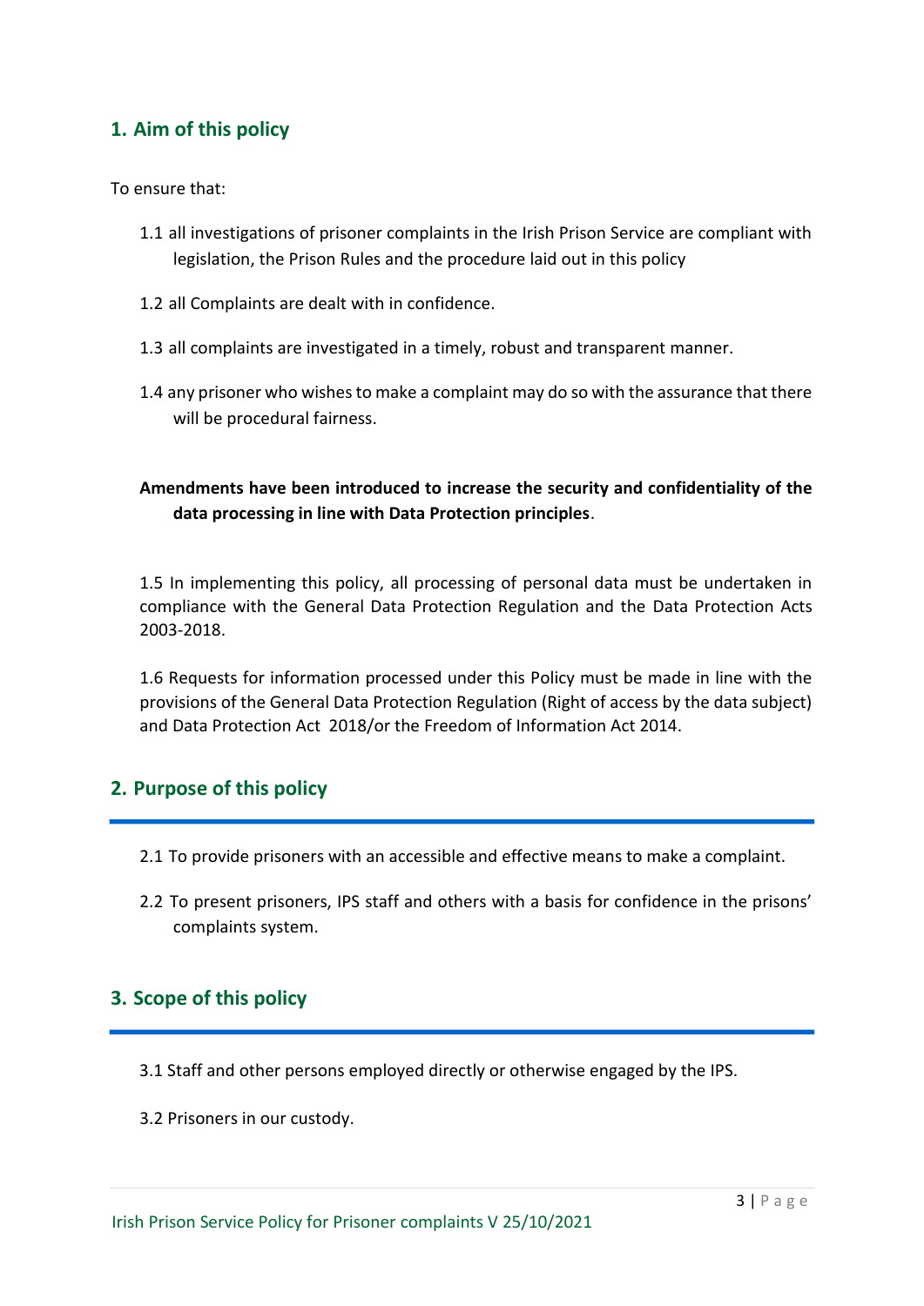## 1. Aim of this policy

To ensure that:

1.1 all investigations of prisoner complaints in the Irish Prison Service are compliant with legislation, the Prison Rules and the procedure laid out in this policy

1.2 all Complaints are dealt with in confidence.

1.3 all complaints are investigated in a timely, robust and transparent manner.

1.4 any prisoner who wishes to make a complaint may do so with the assurance that there will be procedural fairness.

**Amendments have been introduced to increase the security and confidentiality of the data processing in line with Data Protection principles**.

1.5 In implementing this policy, all processing of personal data must be undertaken in compliance with the General Data Protection Regulation and the Data Protection Acts 2003-2018.

1.6 Requests for information processed under this Policy must be made in line with the provisions of the General Data Protection Regulation (Right of access by the data subject) and Data Protection Act 2018/or the Freedom of Information Act 2014.

## 2. Purpose of this policy

2.1 To provide prisoners with an accessible and effective means to make a complaint.

2.2 To present prisoners, IPS staff and others with a basis for confidence in the prisons' complaints system.

## 3. Scope of this policy

3.1 Staff and other persons employed directly or otherwise engaged by the IPS.

3.2 Prisoners in our custody.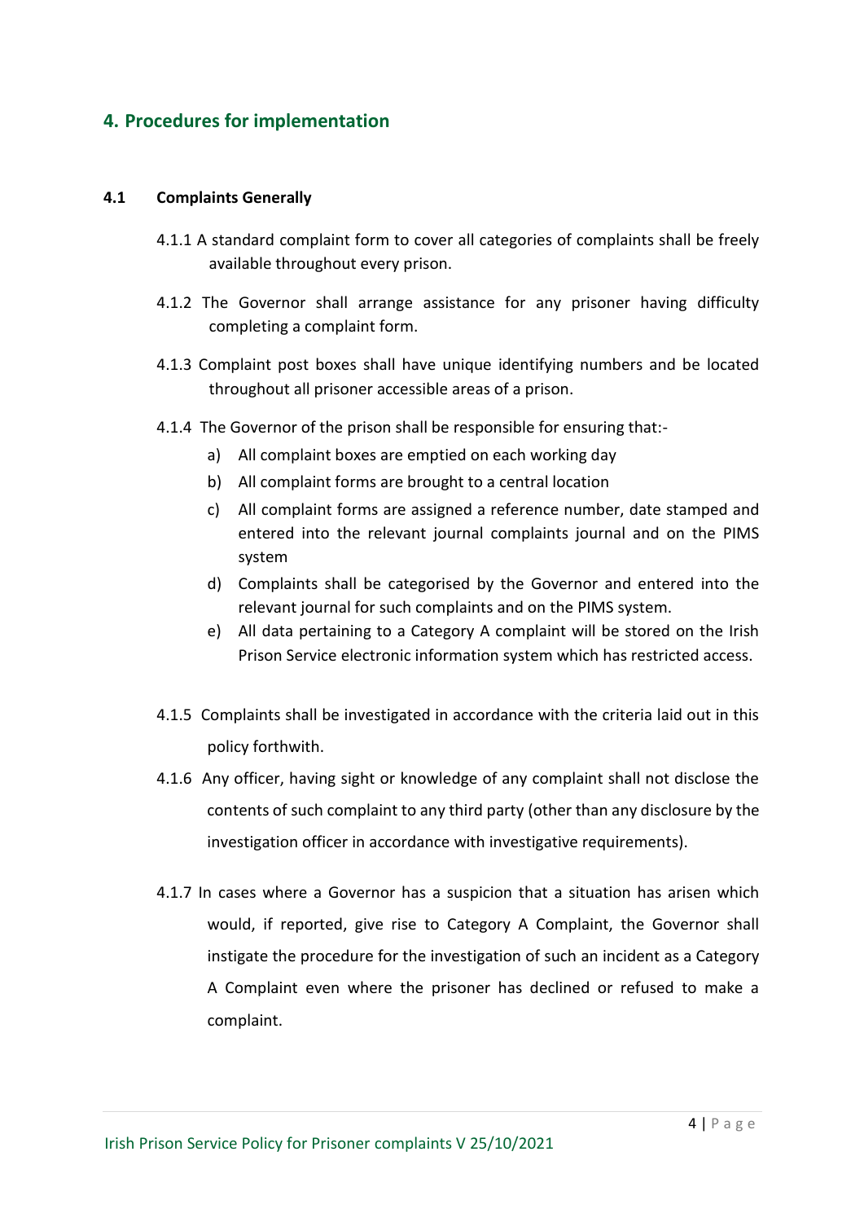## 4. Procedures for implementation

### 4.1 Complaints Generally

4.1.1 A standard complaint form to cover all categories of complaints shall be freely available throughout every prison.

4.1.2 The Governor shall arrange assistance for any prisoner having difficulty completing a complaint form.

4.1.3 Complaint post boxes shall have unique identifying numbers and be located throughout all prisoner accessible areas of a prison.

4.1.4 The Governor of the prison shall be responsible for ensuring that:-

a) All complaint boxes are emptied on each working day
b) All complaint forms are brought to a central location
c) All complaint forms are assigned a reference number, date stamped and entered into the relevant journal complaints journal and on the PIMS system
d) Complaints shall be categorised by the Governor and entered into the relevant journal for such complaints and on the PIMS system.
e) All data pertaining to a Category A complaint will be stored on the Irish Prison Service electronic information system which has restricted access.

4.1.5 Complaints shall be investigated in accordance with the criteria laid out in this policy forthwith.

4.1.6 Any officer, having sight or knowledge of any complaint shall not disclose the contents of such complaint to any third party (other than any disclosure by the investigation officer in accordance with investigative requirements).

4.1.7 In cases where a Governor has a suspicion that a situation has arisen which would, if reported, give rise to Category A Complaint, the Governor shall instigate the procedure for the investigation of such an incident as a Category A Complaint even where the prisoner has declined or refused to make a complaint.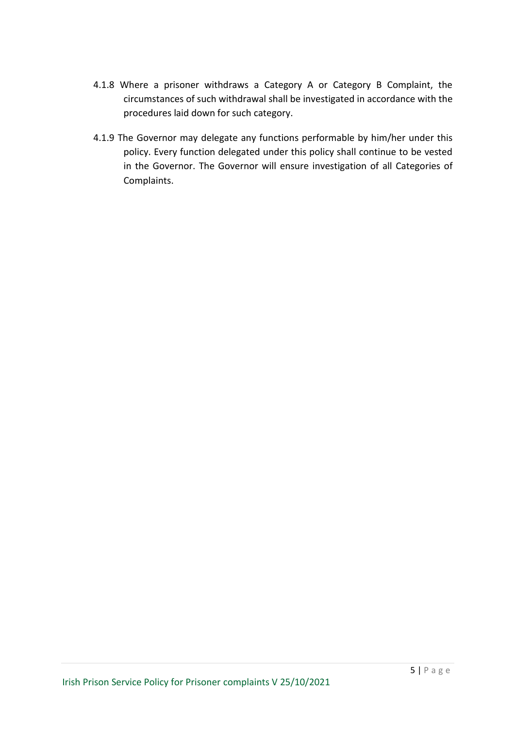4.1.8 Where a prisoner withdraws a Category A or Category B Complaint, the circumstances of such withdrawal shall be investigated in accordance with the procedures laid down for such category.

4.1.9 The Governor may delegate any functions performable by him/her under this policy. Every function delegated under this policy shall continue to be vested in the Governor. The Governor will ensure investigation of all Categories of Complaints.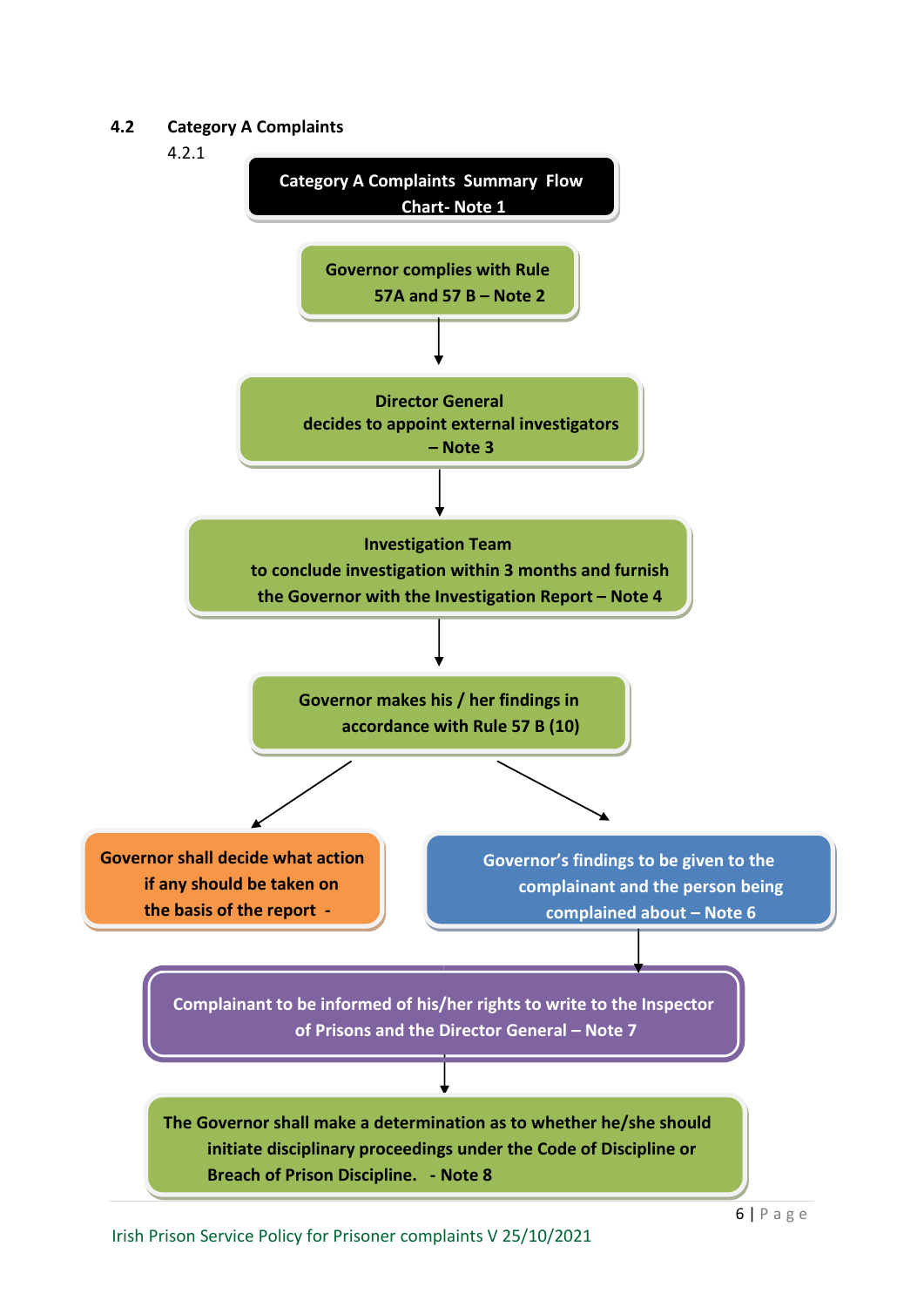## 4.2 Category A Complaints

4.2.1

**Category A Complaints Summary Flow Chart- Note 1**

**Governor complies with Rule 57A and 57 B – Note 2**

↓

**Director General decides to appoint external investigators – Note 3**

↓

**Investigation Team to conclude investigation within 3 months and furnish the Governor with the Investigation Report – Note 4**

↓

**Governor makes his / her findings in accordance with Rule 57 B (10)**

↙ ↘

**Governor shall decide what action if any should be taken on the basis of the report -**

**Governor's findings to be given to the complainant and the person being complained about – Note 6**

↓

**Complainant to be informed of his/her rights to write to the Inspector of Prisons and the Director General – Note 7**

↓

**The Governor shall make a determination as to whether he/she should initiate disciplinary proceedings under the Code of Discipline or Breach of Prison Discipline. - Note 8**

Irish Prison Service Policy for Prisoner complaints V 25/10/2021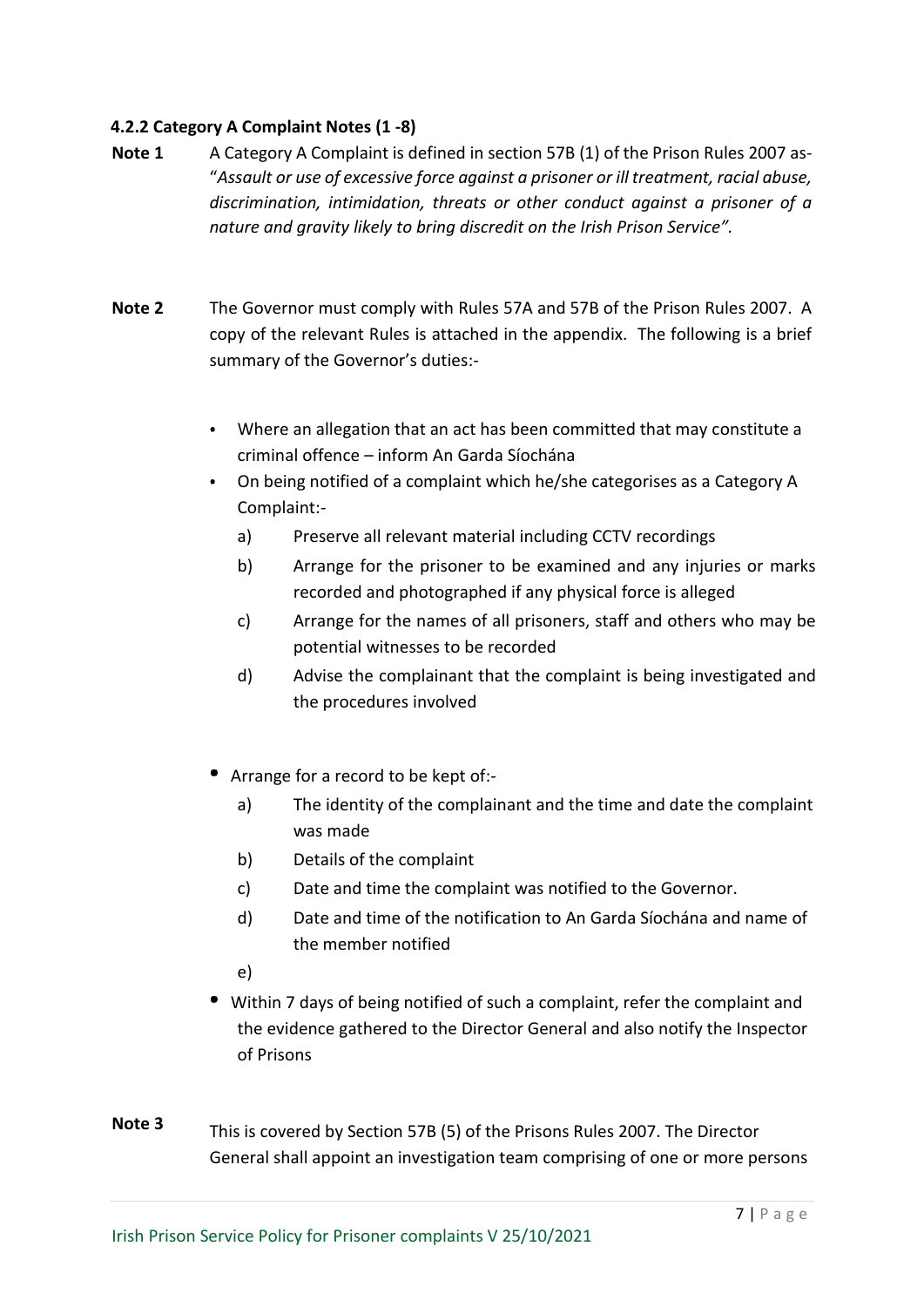#### 4.2.2 Category A Complaint Notes (1 -8)

**Note 1** A Category A Complaint is defined in section 57B (1) of the Prison Rules 2007 as- "*Assault or use of excessive force against a prisoner or ill treatment, racial abuse, discrimination, intimidation, threats or other conduct against a prisoner of a nature and gravity likely to bring discredit on the Irish Prison Service".*

**Note 2** The Governor must comply with Rules 57A and 57B of the Prison Rules 2007. A copy of the relevant Rules is attached in the appendix. The following is a brief summary of the Governor's duties:-

- Where an allegation that an act has been committed that may constitute a criminal offence – inform An Garda Síochána
- On being notified of a complaint which he/she categorises as a Category A Complaint:-
  - a) Preserve all relevant material including CCTV recordings
  - b) Arrange for the prisoner to be examined and any injuries or marks recorded and photographed if any physical force is alleged
  - c) Arrange for the names of all prisoners, staff and others who may be potential witnesses to be recorded
  - d) Advise the complainant that the complaint is being investigated and the procedures involved

- Arrange for a record to be kept of:-
  - a) The identity of the complainant and the time and date the complaint was made
  - b) Details of the complaint
  - c) Date and time the complaint was notified to the Governor.
  - d) Date and time of the notification to An Garda Síochána and name of the member notified
  - e)
- Within 7 days of being notified of such a complaint, refer the complaint and the evidence gathered to the Director General and also notify the Inspector of Prisons

**Note 3** This is covered by Section 57B (5) of the Prisons Rules 2007. The Director General shall appoint an investigation team comprising of one or more persons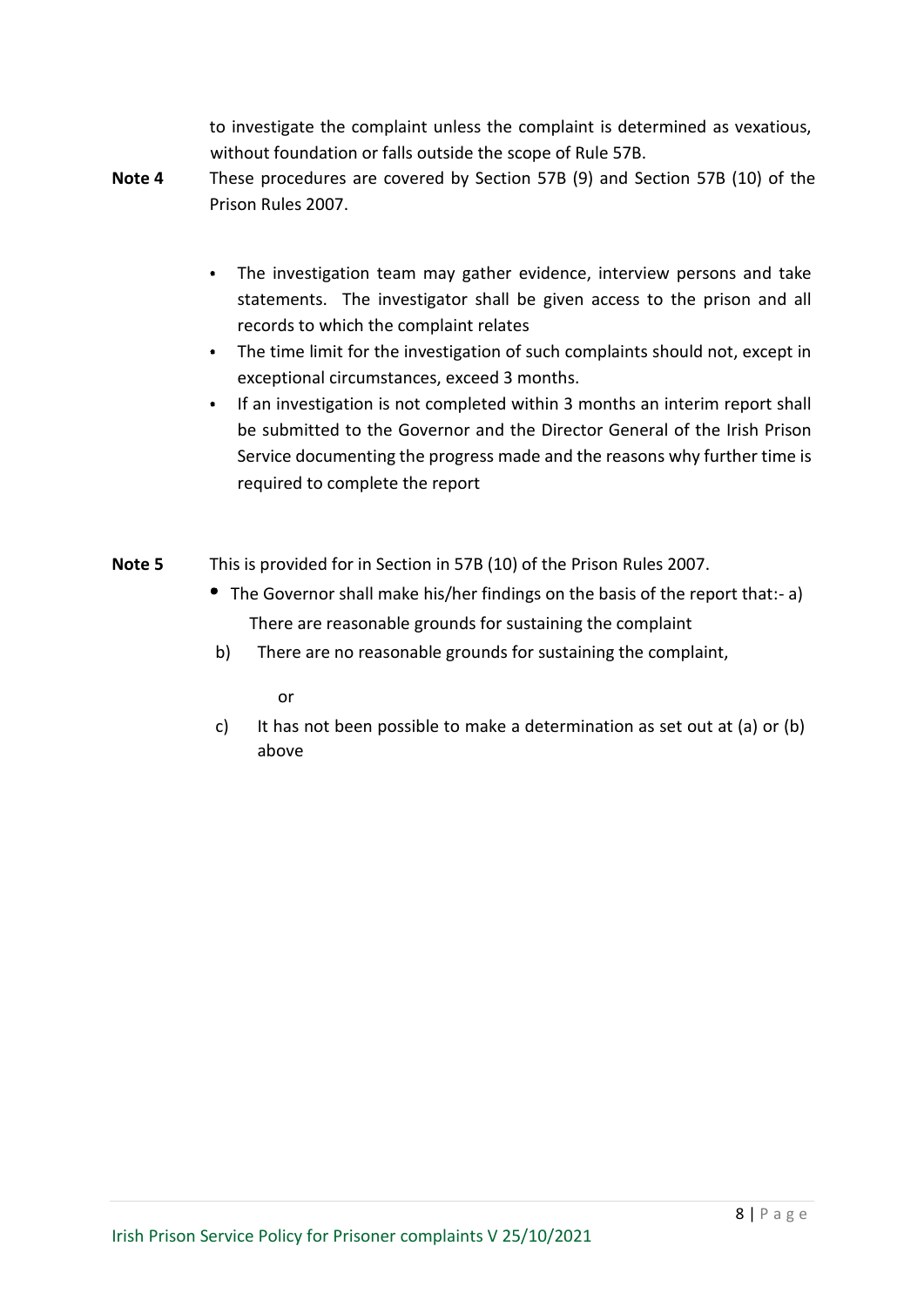to investigate the complaint unless the complaint is determined as vexatious, without foundation or falls outside the scope of Rule 57B.

**Note 4** These procedures are covered by Section 57B (9) and Section 57B (10) of the Prison Rules 2007.

- The investigation team may gather evidence, interview persons and take statements. The investigator shall be given access to the prison and all records to which the complaint relates
- The time limit for the investigation of such complaints should not, except in exceptional circumstances, exceed 3 months.
- If an investigation is not completed within 3 months an interim report shall be submitted to the Governor and the Director General of the Irish Prison Service documenting the progress made and the reasons why further time is required to complete the report

**Note 5** This is provided for in Section in 57B (10) of the Prison Rules 2007.

- The Governor shall make his/her findings on the basis of the report that:- a) There are reasonable grounds for sustaining the complaint

b) There are no reasonable grounds for sustaining the complaint,

or

c) It has not been possible to make a determination as set out at (a) or (b) above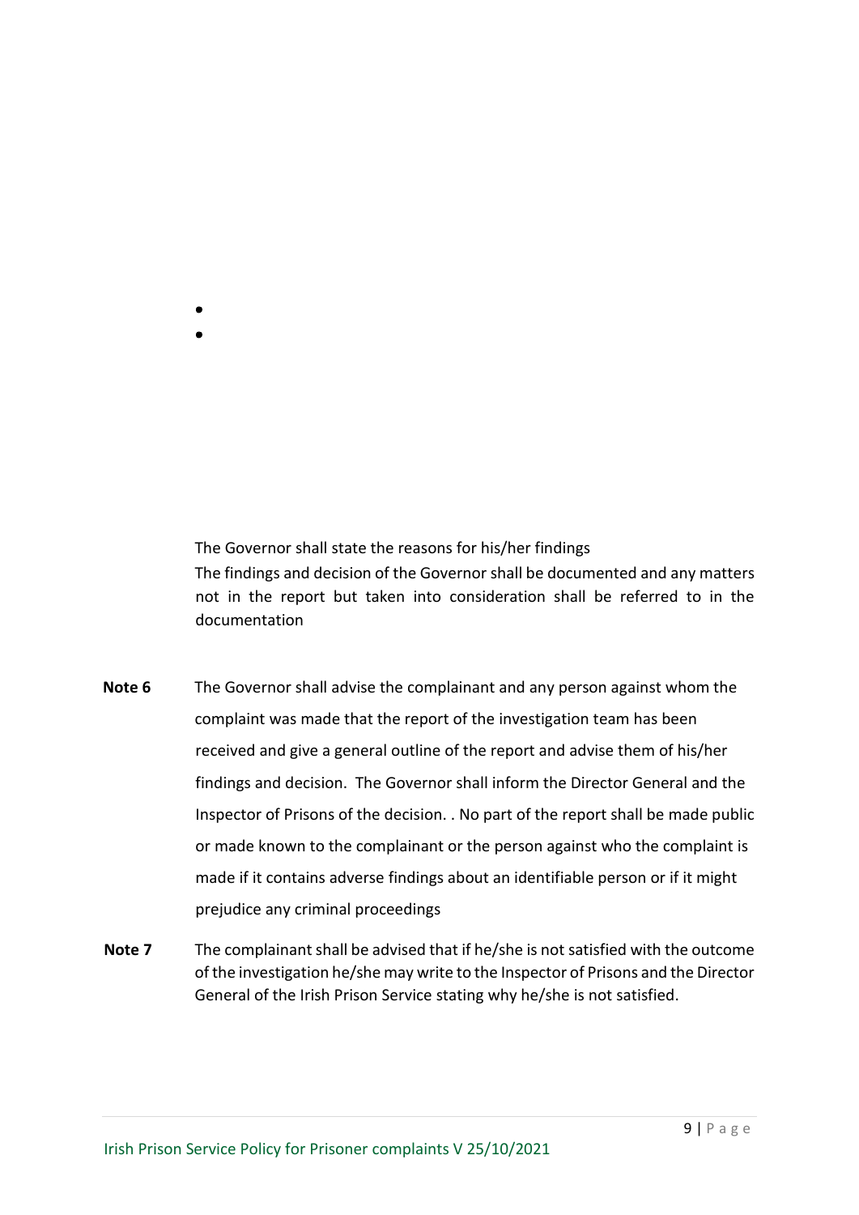The Governor shall state the reasons for his/her findings

The findings and decision of the Governor shall be documented and any matters not in the report but taken into consideration shall be referred to in the documentation

**Note 6** The Governor shall advise the complainant and any person against whom the complaint was made that the report of the investigation team has been received and give a general outline of the report and advise them of his/her findings and decision. The Governor shall inform the Director General and the Inspector of Prisons of the decision. . No part of the report shall be made public or made known to the complainant or the person against who the complaint is made if it contains adverse findings about an identifiable person or if it might prejudice any criminal proceedings

**Note 7** The complainant shall be advised that if he/she is not satisfied with the outcome of the investigation he/she may write to the Inspector of Prisons and the Director General of the Irish Prison Service stating why he/she is not satisfied.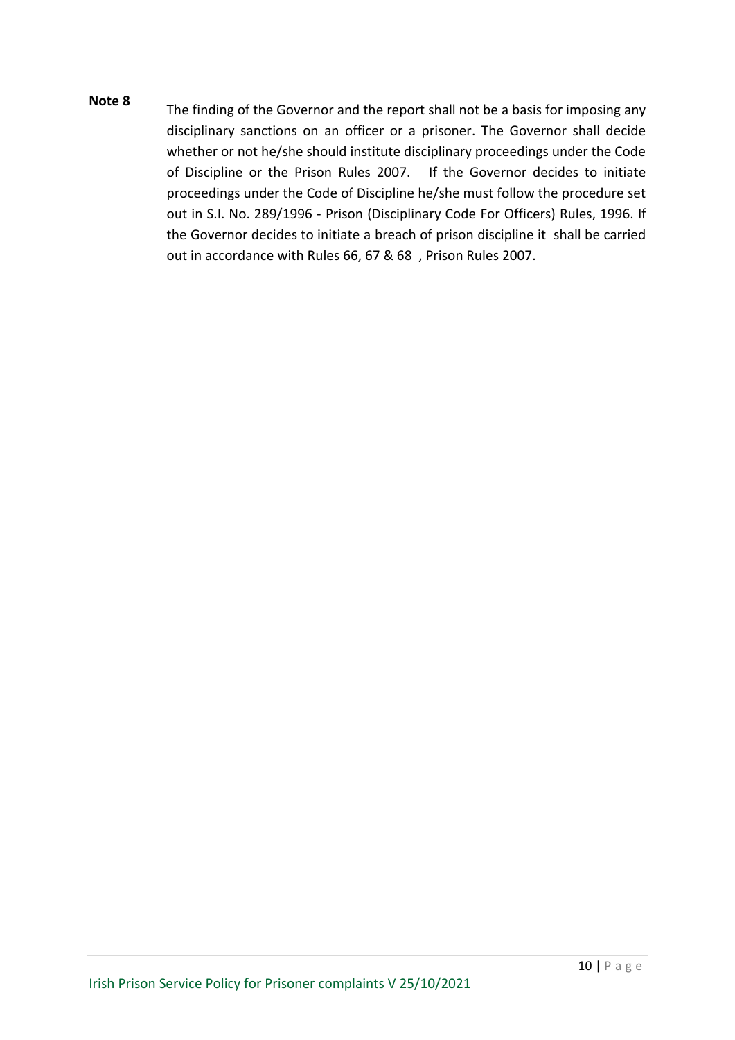**Note 8**

The finding of the Governor and the report shall not be a basis for imposing any disciplinary sanctions on an officer or a prisoner. The Governor shall decide whether or not he/she should institute disciplinary proceedings under the Code of Discipline or the Prison Rules 2007. If the Governor decides to initiate proceedings under the Code of Discipline he/she must follow the procedure set out in S.I. No. 289/1996 - Prison (Disciplinary Code For Officers) Rules, 1996. If the Governor decides to initiate a breach of prison discipline it shall be carried out in accordance with Rules 66, 67 & 68 , Prison Rules 2007.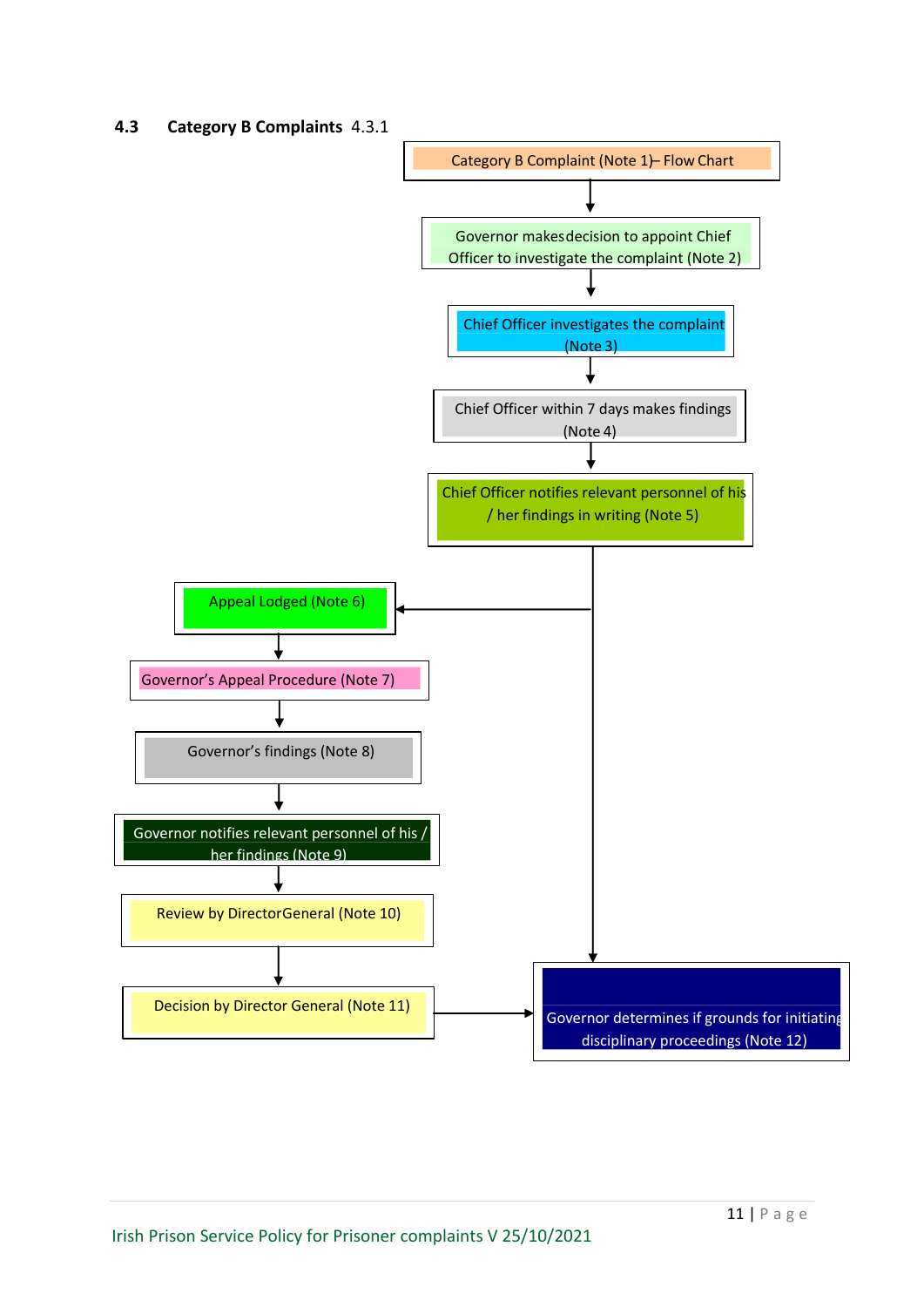## 4.3 Category B Complaints 4.3.1

Category B Complaint (Note 1)– Flow Chart

Governor makesdecision to appoint Chief Officer to investigate the complaint (Note 2)

Chief Officer investigates the complaint (Note 3)

Chief Officer within 7 days makes findings (Note 4)

Chief Officer notifies relevant personnel of his / her findings in writing (Note 5)

Appeal Lodged (Note 6)

Governor's Appeal Procedure (Note 7)

Governor's findings (Note 8)

Governor notifies relevant personnel of his / her findings (Note 9)

Review by DirectorGeneral (Note 10)

Decision by Director General (Note 11)

Governor determines if grounds for initiating disciplinary proceedings (Note 12)

Irish Prison Service Policy for Prisoner complaints V 25/10/2021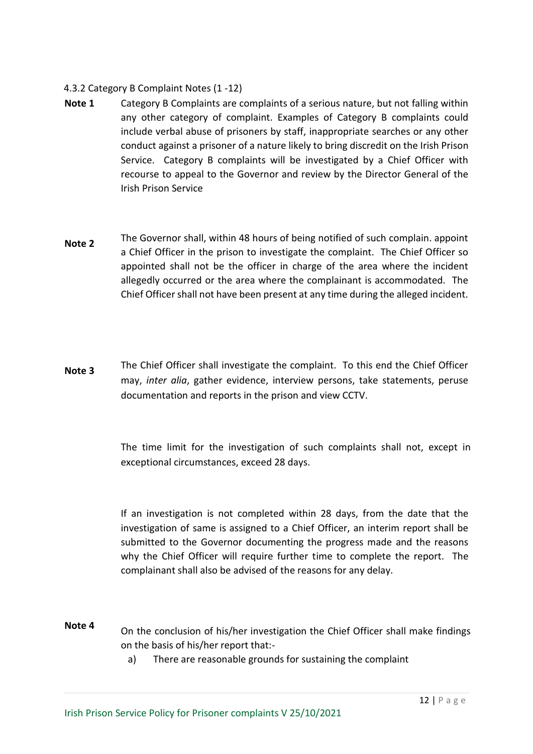4.3.2 Category B Complaint Notes (1 -12)

**Note 1** Category B Complaints are complaints of a serious nature, but not falling within any other category of complaint. Examples of Category B complaints could include verbal abuse of prisoners by staff, inappropriate searches or any other conduct against a prisoner of a nature likely to bring discredit on the Irish Prison Service. Category B complaints will be investigated by a Chief Officer with recourse to appeal to the Governor and review by the Director General of the Irish Prison Service

**Note 2** The Governor shall, within 48 hours of being notified of such complain. appoint a Chief Officer in the prison to investigate the complaint. The Chief Officer so appointed shall not be the officer in charge of the area where the incident allegedly occurred or the area where the complainant is accommodated. The Chief Officer shall not have been present at any time during the alleged incident.

**Note 3** The Chief Officer shall investigate the complaint. To this end the Chief Officer may, *inter alia*, gather evidence, interview persons, take statements, peruse documentation and reports in the prison and view CCTV.

The time limit for the investigation of such complaints shall not, except in exceptional circumstances, exceed 28 days.

If an investigation is not completed within 28 days, from the date that the investigation of same is assigned to a Chief Officer, an interim report shall be submitted to the Governor documenting the progress made and the reasons why the Chief Officer will require further time to complete the report. The complainant shall also be advised of the reasons for any delay.

**Note 4** On the conclusion of his/her investigation the Chief Officer shall make findings on the basis of his/her report that:-

a) There are reasonable grounds for sustaining the complaint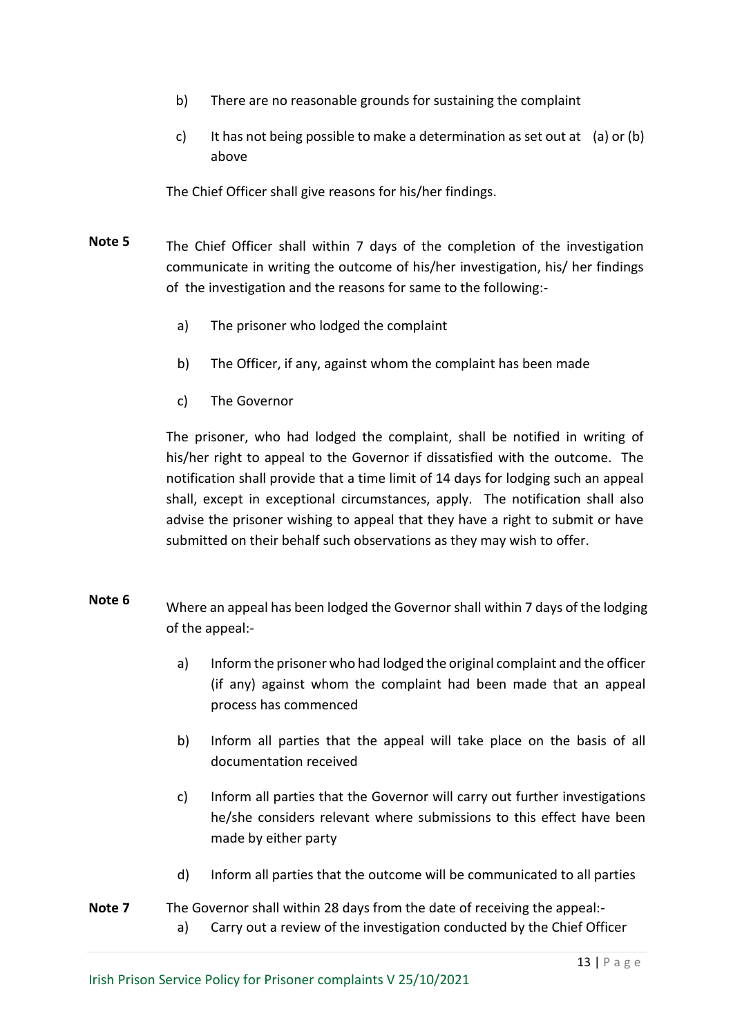b) There are no reasonable grounds for sustaining the complaint

c) It has not being possible to make a determination as set out at (a) or (b) above

The Chief Officer shall give reasons for his/her findings.

**Note 5** The Chief Officer shall within 7 days of the completion of the investigation communicate in writing the outcome of his/her investigation, his/ her findings of the investigation and the reasons for same to the following:-

a) The prisoner who lodged the complaint

b) The Officer, if any, against whom the complaint has been made

c) The Governor

The prisoner, who had lodged the complaint, shall be notified in writing of his/her right to appeal to the Governor if dissatisfied with the outcome. The notification shall provide that a time limit of 14 days for lodging such an appeal shall, except in exceptional circumstances, apply. The notification shall also advise the prisoner wishing to appeal that they have a right to submit or have submitted on their behalf such observations as they may wish to offer.

**Note 6** Where an appeal has been lodged the Governor shall within 7 days of the lodging of the appeal:-

a) Inform the prisoner who had lodged the original complaint and the officer (if any) against whom the complaint had been made that an appeal process has commenced

b) Inform all parties that the appeal will take place on the basis of all documentation received

c) Inform all parties that the Governor will carry out further investigations he/she considers relevant where submissions to this effect have been made by either party

d) Inform all parties that the outcome will be communicated to all parties

**Note 7** The Governor shall within 28 days from the date of receiving the appeal:-

a) Carry out a review of the investigation conducted by the Chief Officer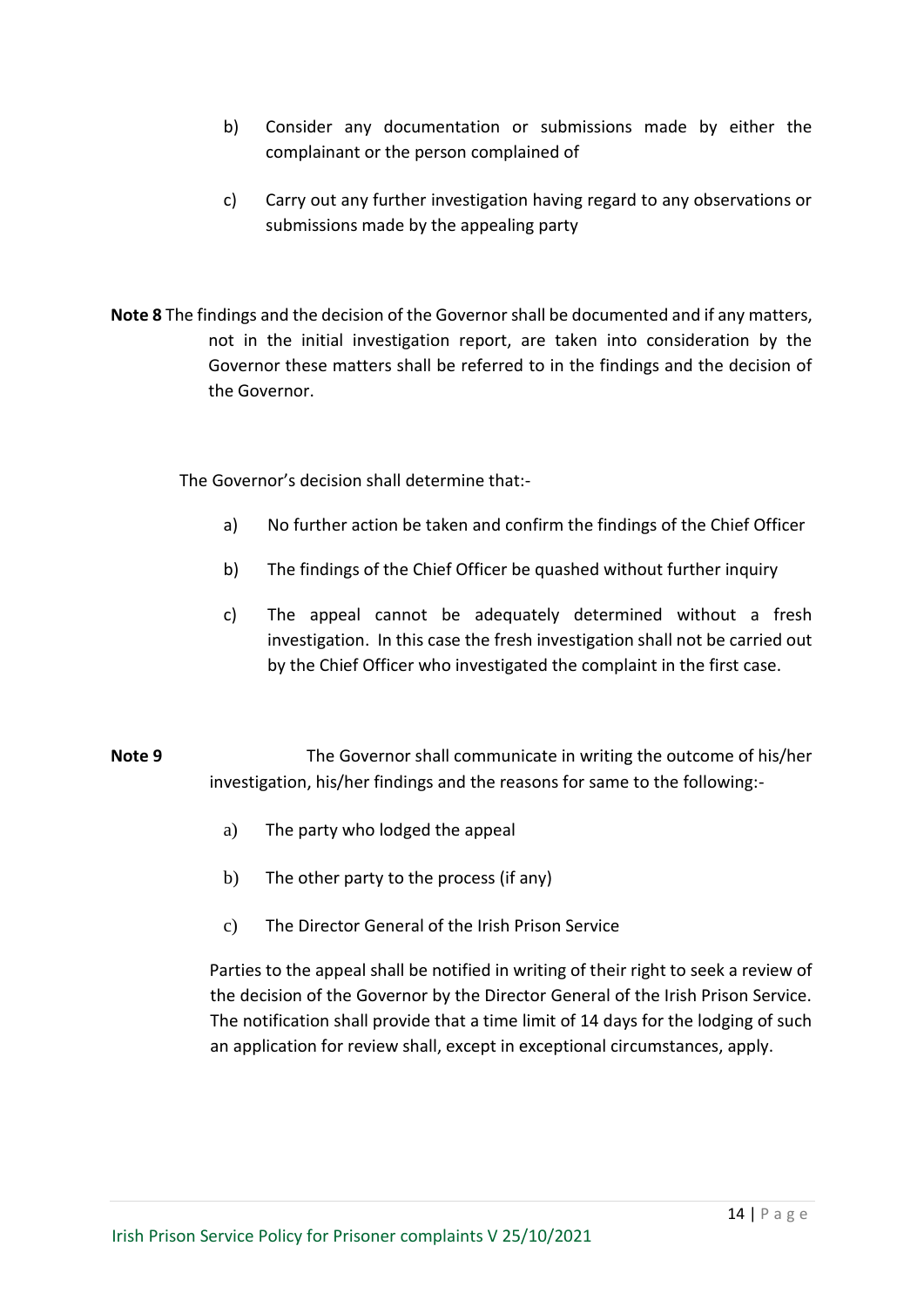b) Consider any documentation or submissions made by either the complainant or the person complained of

c) Carry out any further investigation having regard to any observations or submissions made by the appealing party

**Note 8** The findings and the decision of the Governor shall be documented and if any matters, not in the initial investigation report, are taken into consideration by the Governor these matters shall be referred to in the findings and the decision of the Governor.

The Governor's decision shall determine that:-

a) No further action be taken and confirm the findings of the Chief Officer

b) The findings of the Chief Officer be quashed without further inquiry

c) The appeal cannot be adequately determined without a fresh investigation. In this case the fresh investigation shall not be carried out by the Chief Officer who investigated the complaint in the first case.

**Note 9** The Governor shall communicate in writing the outcome of his/her investigation, his/her findings and the reasons for same to the following:-

a) The party who lodged the appeal

b) The other party to the process (if any)

c) The Director General of the Irish Prison Service

Parties to the appeal shall be notified in writing of their right to seek a review of the decision of the Governor by the Director General of the Irish Prison Service. The notification shall provide that a time limit of 14 days for the lodging of such an application for review shall, except in exceptional circumstances, apply.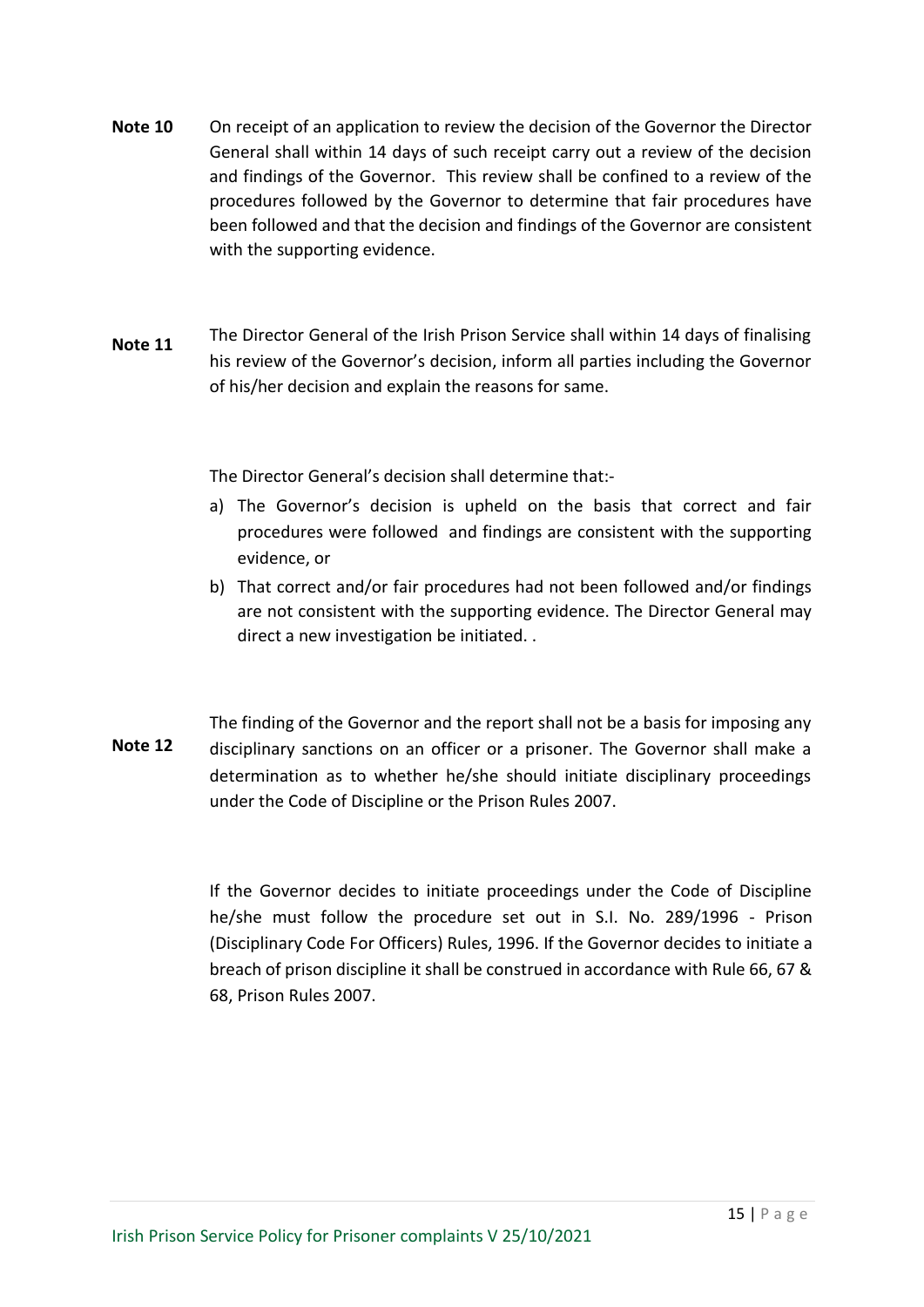**Note 10** On receipt of an application to review the decision of the Governor the Director General shall within 14 days of such receipt carry out a review of the decision and findings of the Governor. This review shall be confined to a review of the procedures followed by the Governor to determine that fair procedures have been followed and that the decision and findings of the Governor are consistent with the supporting evidence.

**Note 11** The Director General of the Irish Prison Service shall within 14 days of finalising his review of the Governor's decision, inform all parties including the Governor of his/her decision and explain the reasons for same.

The Director General's decision shall determine that:-

a) The Governor's decision is upheld on the basis that correct and fair procedures were followed and findings are consistent with the supporting evidence, or
b) That correct and/or fair procedures had not been followed and/or findings are not consistent with the supporting evidence. The Director General may direct a new investigation be initiated. .

**Note 12** The finding of the Governor and the report shall not be a basis for imposing any disciplinary sanctions on an officer or a prisoner. The Governor shall make a determination as to whether he/she should initiate disciplinary proceedings under the Code of Discipline or the Prison Rules 2007.

If the Governor decides to initiate proceedings under the Code of Discipline he/she must follow the procedure set out in S.I. No. 289/1996 - Prison (Disciplinary Code For Officers) Rules, 1996. If the Governor decides to initiate a breach of prison discipline it shall be construed in accordance with Rule 66, 67 & 68, Prison Rules 2007.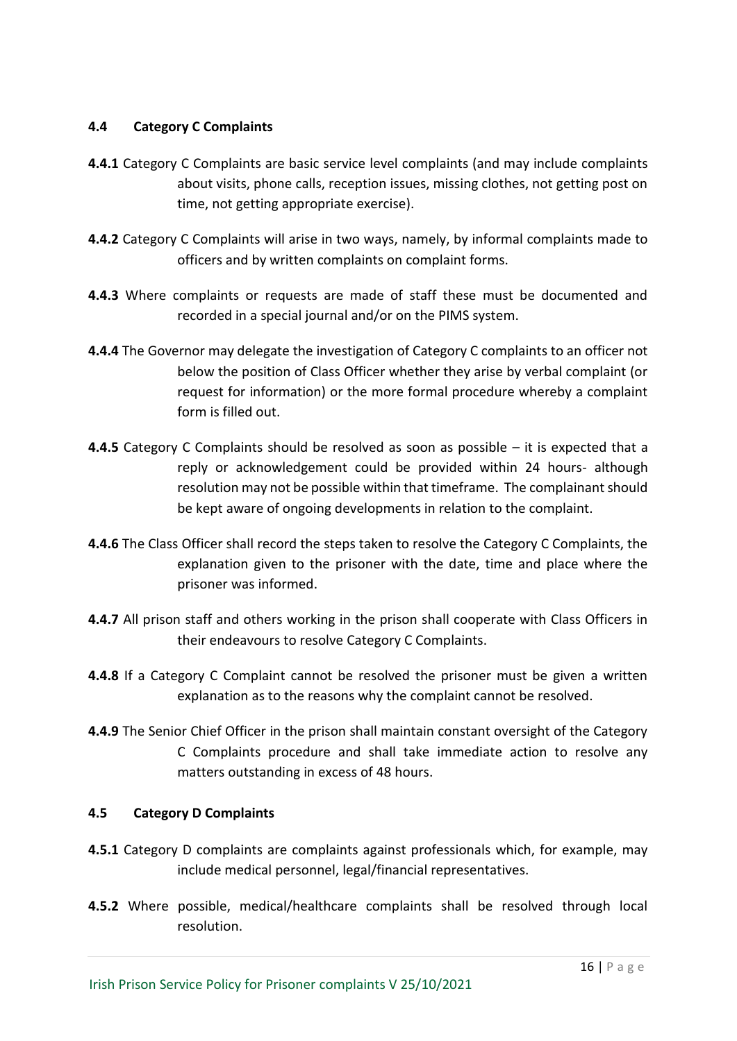### 4.4 Category C Complaints

**4.4.1** Category C Complaints are basic service level complaints (and may include complaints about visits, phone calls, reception issues, missing clothes, not getting post on time, not getting appropriate exercise).

**4.4.2** Category C Complaints will arise in two ways, namely, by informal complaints made to officers and by written complaints on complaint forms.

**4.4.3** Where complaints or requests are made of staff these must be documented and recorded in a special journal and/or on the PIMS system.

**4.4.4** The Governor may delegate the investigation of Category C complaints to an officer not below the position of Class Officer whether they arise by verbal complaint (or request for information) or the more formal procedure whereby a complaint form is filled out.

**4.4.5** Category C Complaints should be resolved as soon as possible – it is expected that a reply or acknowledgement could be provided within 24 hours- although resolution may not be possible within that timeframe. The complainant should be kept aware of ongoing developments in relation to the complaint.

**4.4.6** The Class Officer shall record the steps taken to resolve the Category C Complaints, the explanation given to the prisoner with the date, time and place where the prisoner was informed.

**4.4.7** All prison staff and others working in the prison shall cooperate with Class Officers in their endeavours to resolve Category C Complaints.

**4.4.8** If a Category C Complaint cannot be resolved the prisoner must be given a written explanation as to the reasons why the complaint cannot be resolved.

**4.4.9** The Senior Chief Officer in the prison shall maintain constant oversight of the Category C Complaints procedure and shall take immediate action to resolve any matters outstanding in excess of 48 hours.

### 4.5 Category D Complaints

**4.5.1** Category D complaints are complaints against professionals which, for example, may include medical personnel, legal/financial representatives.

**4.5.2** Where possible, medical/healthcare complaints shall be resolved through local resolution.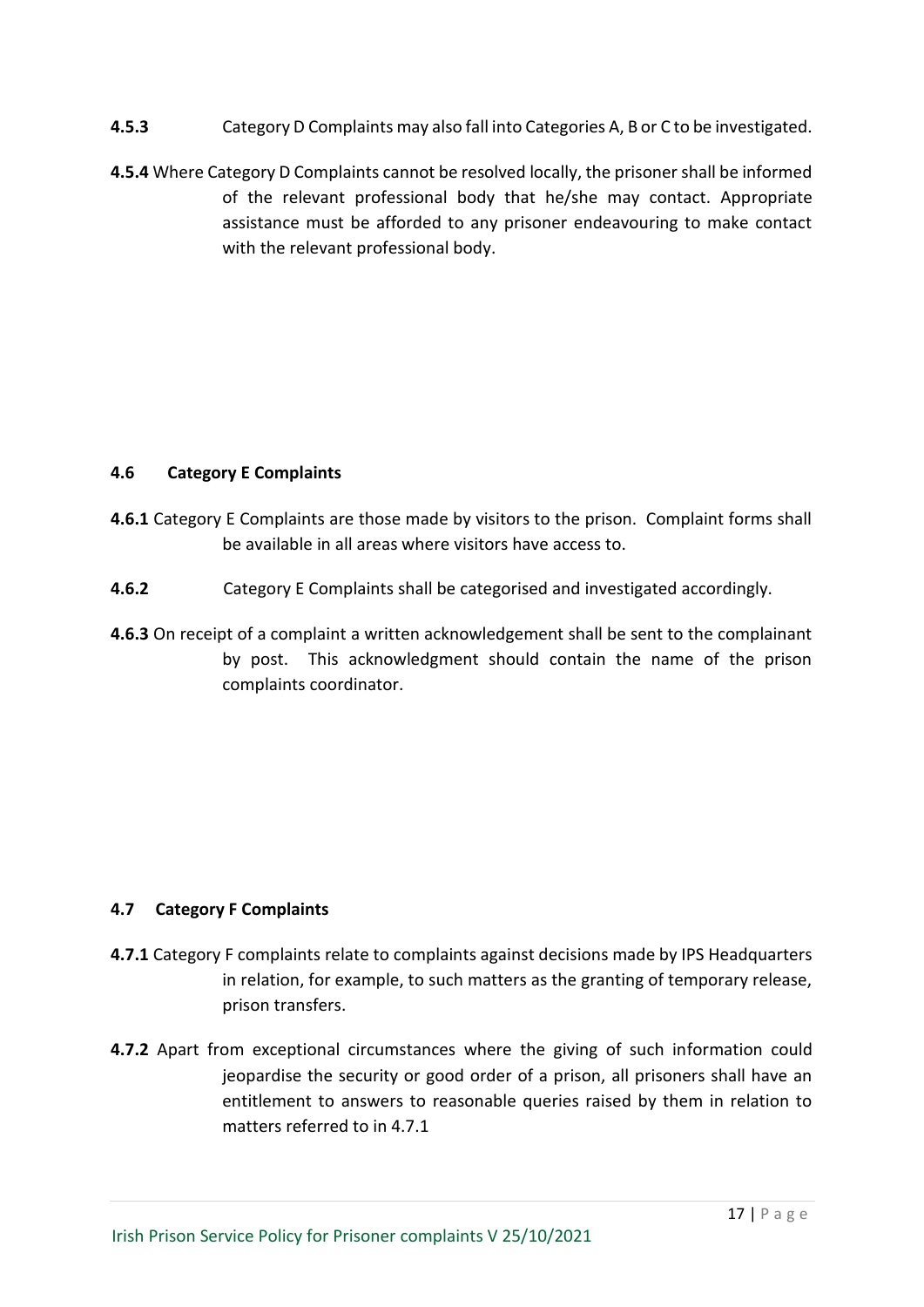**4.5.3** Category D Complaints may also fall into Categories A, B or C to be investigated.

**4.5.4** Where Category D Complaints cannot be resolved locally, the prisoner shall be informed of the relevant professional body that he/she may contact. Appropriate assistance must be afforded to any prisoner endeavouring to make contact with the relevant professional body.

### 4.6 Category E Complaints

**4.6.1** Category E Complaints are those made by visitors to the prison. Complaint forms shall be available in all areas where visitors have access to.

**4.6.2** Category E Complaints shall be categorised and investigated accordingly.

**4.6.3** On receipt of a complaint a written acknowledgement shall be sent to the complainant by post. This acknowledgment should contain the name of the prison complaints coordinator.

### 4.7 Category F Complaints

**4.7.1** Category F complaints relate to complaints against decisions made by IPS Headquarters in relation, for example, to such matters as the granting of temporary release, prison transfers.

**4.7.2** Apart from exceptional circumstances where the giving of such information could jeopardise the security or good order of a prison, all prisoners shall have an entitlement to answers to reasonable queries raised by them in relation to matters referred to in 4.7.1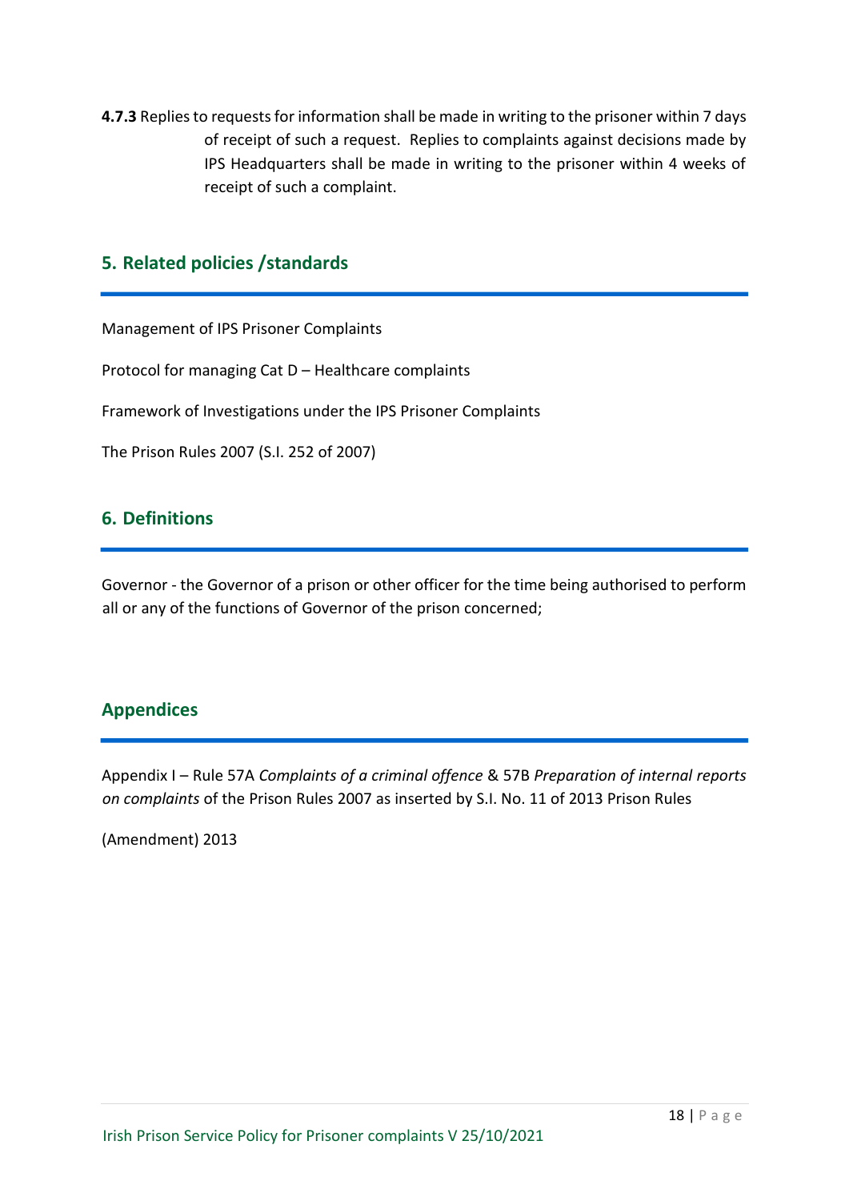**4.7.3** Replies to requests for information shall be made in writing to the prisoner within 7 days of receipt of such a request. Replies to complaints against decisions made by IPS Headquarters shall be made in writing to the prisoner within 4 weeks of receipt of such a complaint.

## 5. Related policies /standards

Management of IPS Prisoner Complaints

Protocol for managing Cat D – Healthcare complaints

Framework of Investigations under the IPS Prisoner Complaints

The Prison Rules 2007 (S.I. 252 of 2007)

## 6. Definitions

Governor - the Governor of a prison or other officer for the time being authorised to perform all or any of the functions of Governor of the prison concerned;

## Appendices

Appendix I – Rule 57A *Complaints of a criminal offence* & 57B *Preparation of internal reports on complaints* of the Prison Rules 2007 as inserted by S.I. No. 11 of 2013 Prison Rules (Amendment) 2013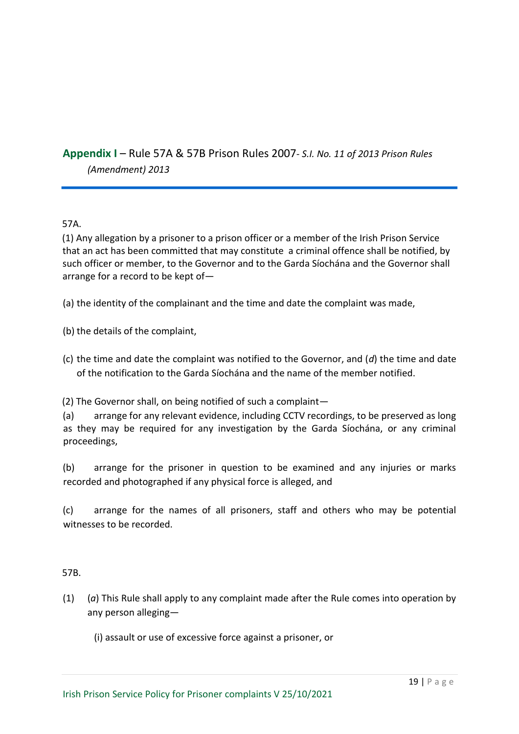## **Appendix I** – Rule 57A & 57B Prison Rules 2007- *S.I. No. 11 of 2013 Prison Rules (Amendment) 2013*

57A.

(1) Any allegation by a prisoner to a prison officer or a member of the Irish Prison Service that an act has been committed that may constitute a criminal offence shall be notified, by such officer or member, to the Governor and to the Garda Síochána and the Governor shall arrange for a record to be kept of—

(a) the identity of the complainant and the time and date the complaint was made,

(b) the details of the complaint,

(c) the time and date the complaint was notified to the Governor, and (*d*) the time and date of the notification to the Garda Síochána and the name of the member notified.

(2) The Governor shall, on being notified of such a complaint—

(a) arrange for any relevant evidence, including CCTV recordings, to be preserved as long as they may be required for any investigation by the Garda Síochána, or any criminal proceedings,

(b) arrange for the prisoner in question to be examined and any injuries or marks recorded and photographed if any physical force is alleged, and

(c) arrange for the names of all prisoners, staff and others who may be potential witnesses to be recorded.

57B.

(1) (*a*) This Rule shall apply to any complaint made after the Rule comes into operation by any person alleging—

(i) assault or use of excessive force against a prisoner, or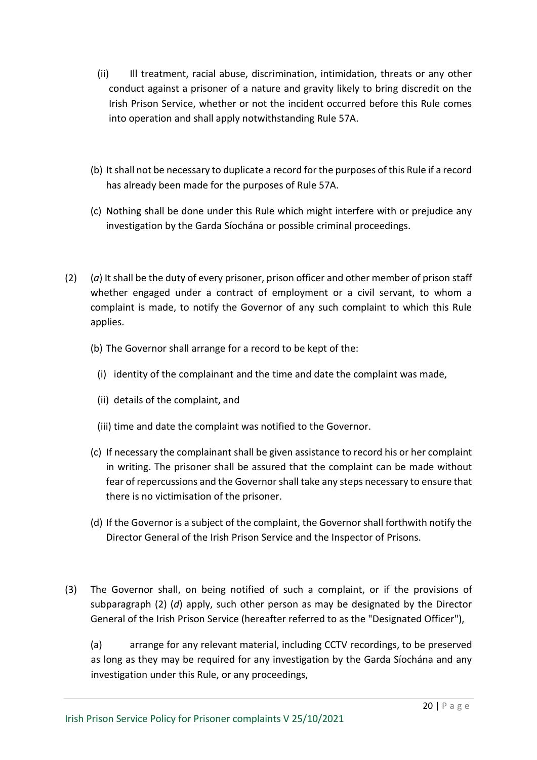(ii) Ill treatment, racial abuse, discrimination, intimidation, threats or any other conduct against a prisoner of a nature and gravity likely to bring discredit on the Irish Prison Service, whether or not the incident occurred before this Rule comes into operation and shall apply notwithstanding Rule 57A.

(b) It shall not be necessary to duplicate a record for the purposes of this Rule if a record has already been made for the purposes of Rule 57A.

(c) Nothing shall be done under this Rule which might interfere with or prejudice any investigation by the Garda Síochána or possible criminal proceedings.

(2) (*a*) It shall be the duty of every prisoner, prison officer and other member of prison staff whether engaged under a contract of employment or a civil servant, to whom a complaint is made, to notify the Governor of any such complaint to which this Rule applies.

(b) The Governor shall arrange for a record to be kept of the:

(i) identity of the complainant and the time and date the complaint was made,

(ii) details of the complaint, and

(iii) time and date the complaint was notified to the Governor.

(c) If necessary the complainant shall be given assistance to record his or her complaint in writing. The prisoner shall be assured that the complaint can be made without fear of repercussions and the Governor shall take any steps necessary to ensure that there is no victimisation of the prisoner.

(d) If the Governor is a subject of the complaint, the Governor shall forthwith notify the Director General of the Irish Prison Service and the Inspector of Prisons.

(3) The Governor shall, on being notified of such a complaint, or if the provisions of subparagraph (2) (*d*) apply, such other person as may be designated by the Director General of the Irish Prison Service (hereafter referred to as the "Designated Officer"),

(a) arrange for any relevant material, including CCTV recordings, to be preserved as long as they may be required for any investigation by the Garda Síochána and any investigation under this Rule, or any proceedings,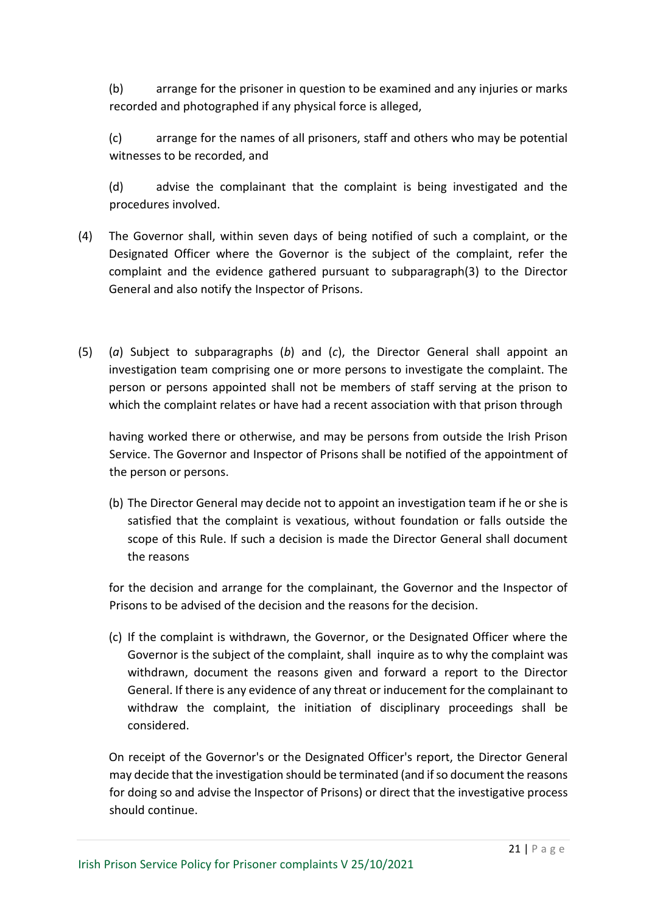(b) arrange for the prisoner in question to be examined and any injuries or marks recorded and photographed if any physical force is alleged,

(c) arrange for the names of all prisoners, staff and others who may be potential witnesses to be recorded, and

(d) advise the complainant that the complaint is being investigated and the procedures involved.

(4) The Governor shall, within seven days of being notified of such a complaint, or the Designated Officer where the Governor is the subject of the complaint, refer the complaint and the evidence gathered pursuant to subparagraph(3) to the Director General and also notify the Inspector of Prisons.

(5) (*a*) Subject to subparagraphs (*b*) and (*c*), the Director General shall appoint an investigation team comprising one or more persons to investigate the complaint. The person or persons appointed shall not be members of staff serving at the prison to which the complaint relates or have had a recent association with that prison through having worked there or otherwise, and may be persons from outside the Irish Prison Service. The Governor and Inspector of Prisons shall be notified of the appointment of the person or persons.

(b) The Director General may decide not to appoint an investigation team if he or she is satisfied that the complaint is vexatious, without foundation or falls outside the scope of this Rule. If such a decision is made the Director General shall document the reasons for the decision and arrange for the complainant, the Governor and the Inspector of Prisons to be advised of the decision and the reasons for the decision.

(c) If the complaint is withdrawn, the Governor, or the Designated Officer where the Governor is the subject of the complaint, shall inquire as to why the complaint was withdrawn, document the reasons given and forward a report to the Director General. If there is any evidence of any threat or inducement for the complainant to withdraw the complaint, the initiation of disciplinary proceedings shall be considered.

On receipt of the Governor's or the Designated Officer's report, the Director General may decide that the investigation should be terminated (and if so document the reasons for doing so and advise the Inspector of Prisons) or direct that the investigative process should continue.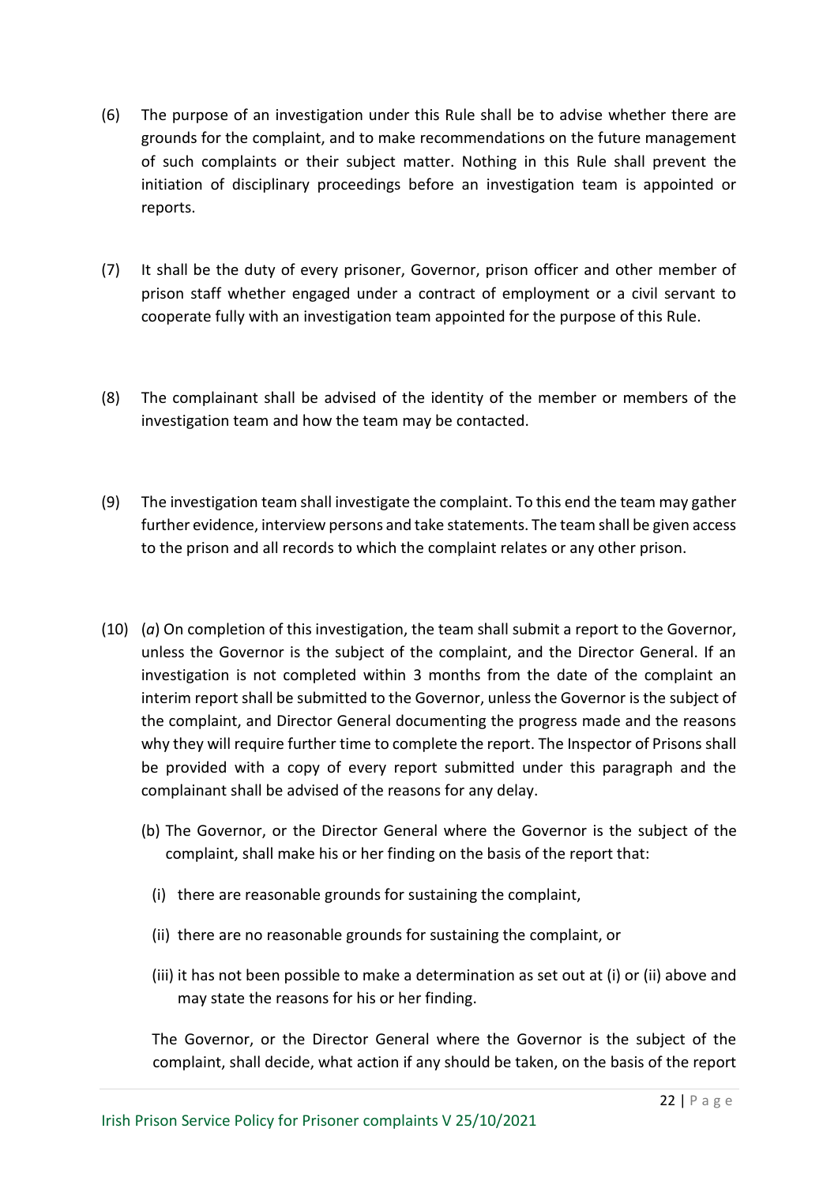(6) The purpose of an investigation under this Rule shall be to advise whether there are grounds for the complaint, and to make recommendations on the future management of such complaints or their subject matter. Nothing in this Rule shall prevent the initiation of disciplinary proceedings before an investigation team is appointed or reports.

(7) It shall be the duty of every prisoner, Governor, prison officer and other member of prison staff whether engaged under a contract of employment or a civil servant to cooperate fully with an investigation team appointed for the purpose of this Rule.

(8) The complainant shall be advised of the identity of the member or members of the investigation team and how the team may be contacted.

(9) The investigation team shall investigate the complaint. To this end the team may gather further evidence, interview persons and take statements. The team shall be given access to the prison and all records to which the complaint relates or any other prison.

(10) (*a*) On completion of this investigation, the team shall submit a report to the Governor, unless the Governor is the subject of the complaint, and the Director General. If an investigation is not completed within 3 months from the date of the complaint an interim report shall be submitted to the Governor, unless the Governor is the subject of the complaint, and Director General documenting the progress made and the reasons why they will require further time to complete the report. The Inspector of Prisons shall be provided with a copy of every report submitted under this paragraph and the complainant shall be advised of the reasons for any delay.

(b) The Governor, or the Director General where the Governor is the subject of the complaint, shall make his or her finding on the basis of the report that:

(i) there are reasonable grounds for sustaining the complaint,

(ii) there are no reasonable grounds for sustaining the complaint, or

(iii) it has not been possible to make a determination as set out at (i) or (ii) above and may state the reasons for his or her finding.

The Governor, or the Director General where the Governor is the subject of the complaint, shall decide, what action if any should be taken, on the basis of the report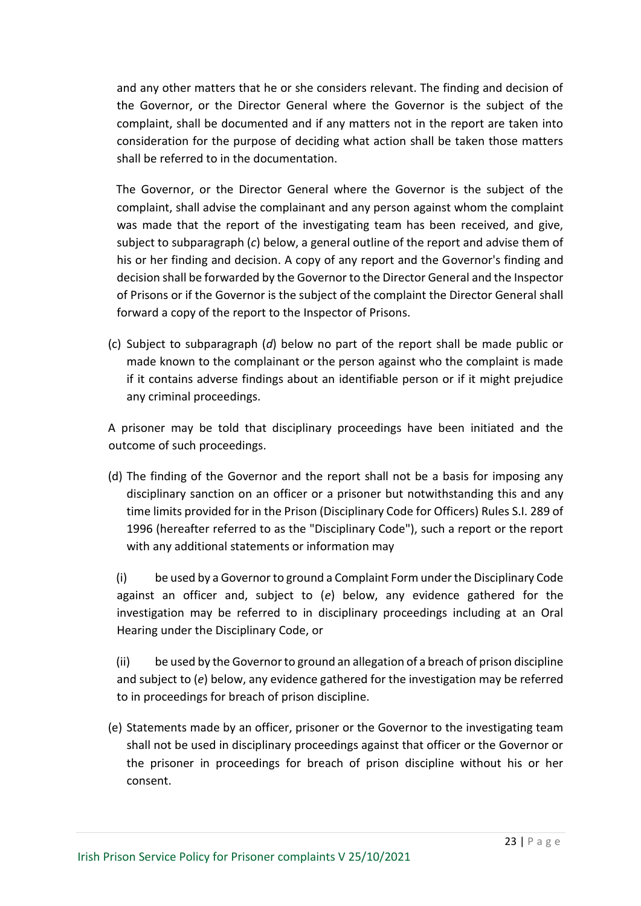and any other matters that he or she considers relevant. The finding and decision of the Governor, or the Director General where the Governor is the subject of the complaint, shall be documented and if any matters not in the report are taken into consideration for the purpose of deciding what action shall be taken those matters shall be referred to in the documentation.

The Governor, or the Director General where the Governor is the subject of the complaint, shall advise the complainant and any person against whom the complaint was made that the report of the investigating team has been received, and give, subject to subparagraph (*c*) below, a general outline of the report and advise them of his or her finding and decision. A copy of any report and the Governor's finding and decision shall be forwarded by the Governor to the Director General and the Inspector of Prisons or if the Governor is the subject of the complaint the Director General shall forward a copy of the report to the Inspector of Prisons.

(c) Subject to subparagraph (*d*) below no part of the report shall be made public or made known to the complainant or the person against who the complaint is made if it contains adverse findings about an identifiable person or if it might prejudice any criminal proceedings.

A prisoner may be told that disciplinary proceedings have been initiated and the outcome of such proceedings.

(d) The finding of the Governor and the report shall not be a basis for imposing any disciplinary sanction on an officer or a prisoner but notwithstanding this and any time limits provided for in the Prison (Disciplinary Code for Officers) Rules S.I. 289 of 1996 (hereafter referred to as the "Disciplinary Code"), such a report or the report with any additional statements or information may

(i) be used by a Governor to ground a Complaint Form under the Disciplinary Code against an officer and, subject to (*e*) below, any evidence gathered for the investigation may be referred to in disciplinary proceedings including at an Oral Hearing under the Disciplinary Code, or

(ii) be used by the Governor to ground an allegation of a breach of prison discipline and subject to (*e*) below, any evidence gathered for the investigation may be referred to in proceedings for breach of prison discipline.

(e) Statements made by an officer, prisoner or the Governor to the investigating team shall not be used in disciplinary proceedings against that officer or the Governor or the prisoner in proceedings for breach of prison discipline without his or her consent.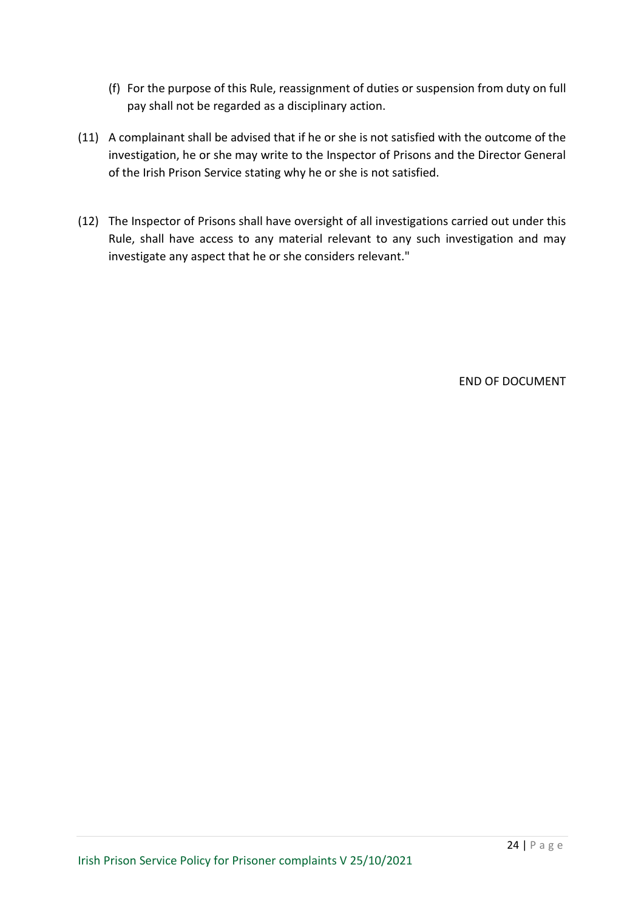(f) For the purpose of this Rule, reassignment of duties or suspension from duty on full pay shall not be regarded as a disciplinary action.

(11) A complainant shall be advised that if he or she is not satisfied with the outcome of the investigation, he or she may write to the Inspector of Prisons and the Director General of the Irish Prison Service stating why he or she is not satisfied.

(12) The Inspector of Prisons shall have oversight of all investigations carried out under this Rule, shall have access to any material relevant to any such investigation and may investigate any aspect that he or she considers relevant."

END OF DOCUMENT